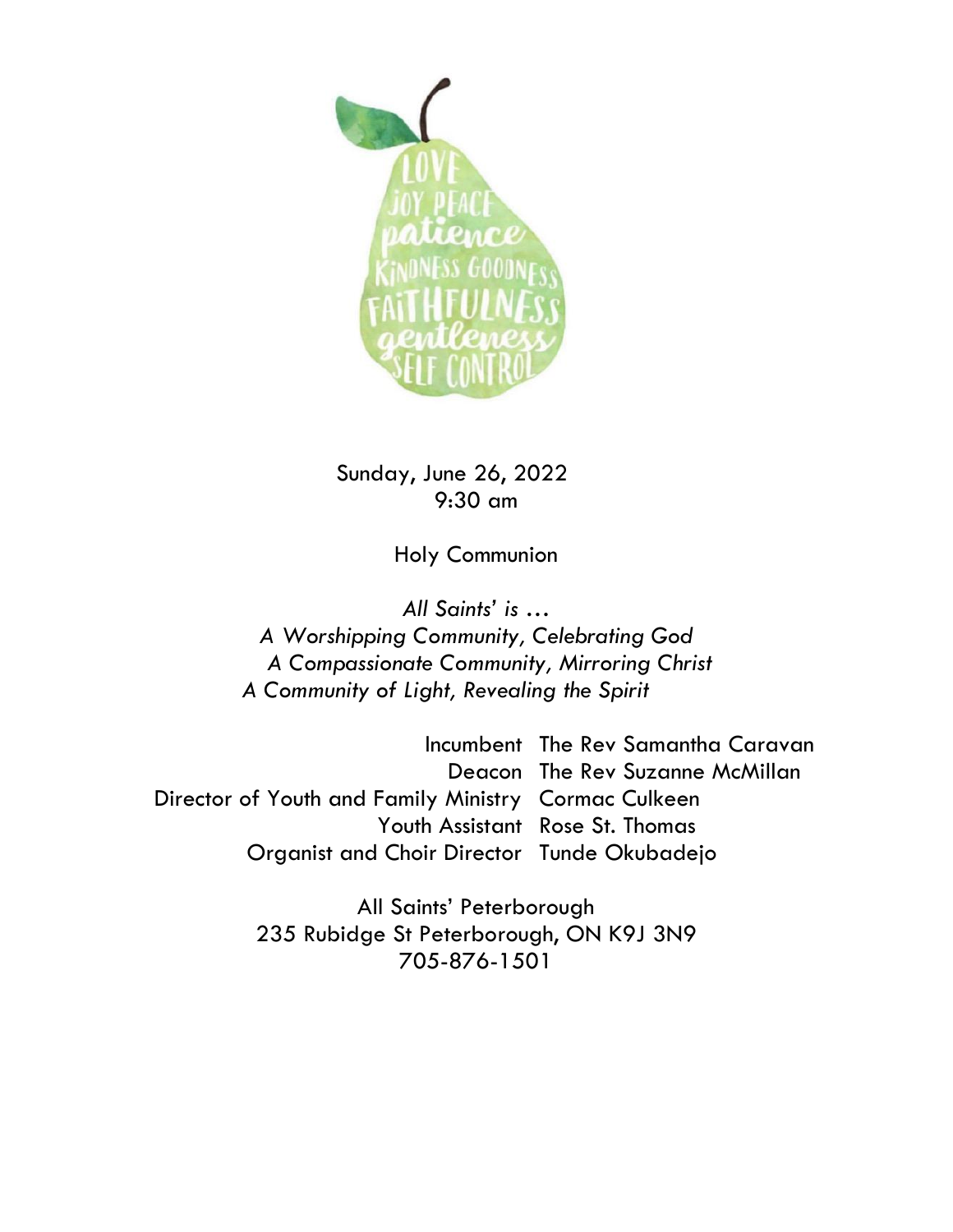Sunday, June 26, 2022
9:30 am

Holy Communion

*All Saints' is …*
*A Worshipping Community, Celebrating God*
*A Compassionate Community, Mirroring Christ*
*A Community of Light, Revealing the Spirit*

| | |
|---|---|
| Incumbent | The Rev Samantha Caravan |
| Deacon | The Rev Suzanne McMillan |
| Director of Youth and Family Ministry | Cormac Culkeen |
| Youth Assistant | Rose St. Thomas |
| Organist and Choir Director | Tunde Okubadejo |

All Saints' Peterborough
235 Rubidge St Peterborough, ON K9J 3N9
705-876-1501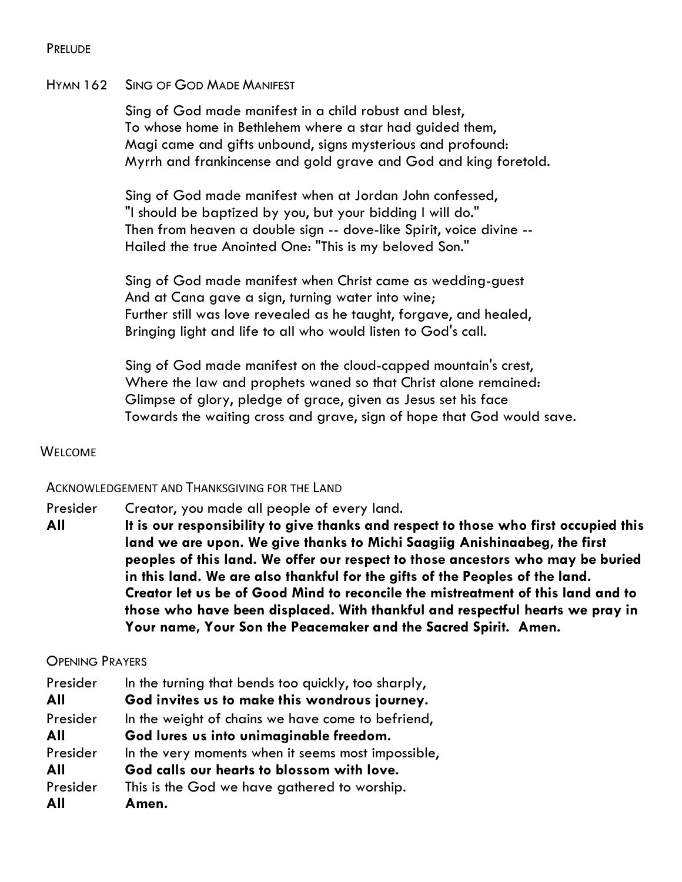## Prelude

## Hymn 162 Sing of God Made Manifest

Sing of God made manifest in a child robust and blest,  
To whose home in Bethlehem where a star had guided them,  
Magi came and gifts unbound, signs mysterious and profound:  
Myrrh and frankincense and gold grave and God and king foretold.

Sing of God made manifest when at Jordan John confessed,  
"I should be baptized by you, but your bidding I will do."  
Then from heaven a double sign -- dove-like Spirit, voice divine --  
Hailed the true Anointed One: "This is my beloved Son."

Sing of God made manifest when Christ came as wedding-guest  
And at Cana gave a sign, turning water into wine;  
Further still was love revealed as he taught, forgave, and healed,  
Bringing light and life to all who would listen to God's call.

Sing of God made manifest on the cloud-capped mountain's crest,  
Where the law and prophets waned so that Christ alone remained:  
Glimpse of glory, pledge of grace, given as Jesus set his face  
Towards the waiting cross and grave, sign of hope that God would save.

## Welcome

### Acknowledgement and Thanksgiving for the Land

Presider Creator, you made all people of every land.

**All It is our responsibility to give thanks and respect to those who first occupied this land we are upon. We give thanks to Michi Saagiig Anishinaabeg, the first peoples of this land. We offer our respect to those ancestors who may be buried in this land. We are also thankful for the gifts of the Peoples of the land. Creator let us be of Good Mind to reconcile the mistreatment of this land and to those who have been displaced. With thankful and respectful hearts we pray in Your name, Your Son the Peacemaker and the Sacred Spirit. Amen.**

### Opening Prayers

Presider In the turning that bends too quickly, too sharply,  
**All God invites us to make this wondrous journey.**  
Presider In the weight of chains we have come to befriend,  
**All God lures us into unimaginable freedom.**  
Presider In the very moments when it seems most impossible,  
**All God calls our hearts to blossom with love.**  
Presider This is the God we have gathered to worship.  
**All Amen.**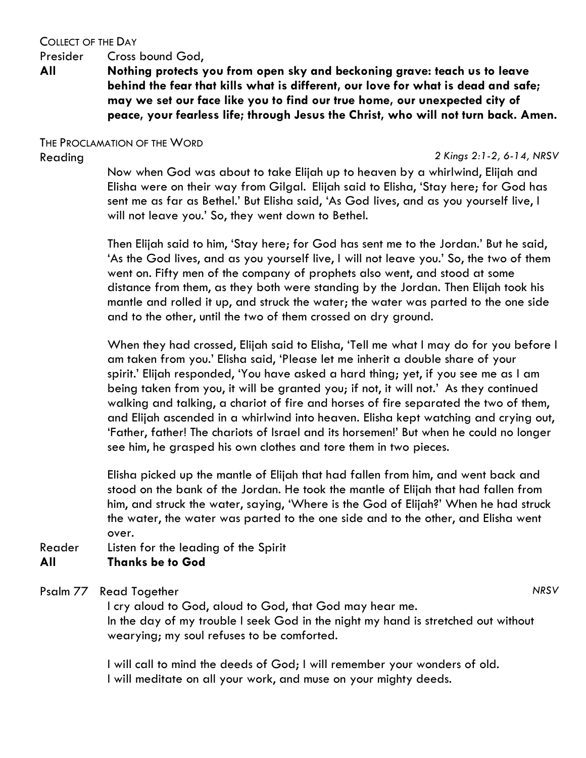COLLECT OF THE DAY

Presider Cross bound God,

**All Nothing protects you from open sky and beckoning grave: teach us to leave behind the fear that kills what is different, our love for what is dead and safe; may we set our face like you to find our true home, our unexpected city of peace, your fearless life; through Jesus the Christ, who will not turn back. Amen.**

THE PROCLAMATION OF THE WORD

Reading *2 Kings 2:1-2, 6-14, NRSV*

Now when God was about to take Elijah up to heaven by a whirlwind, Elijah and Elisha were on their way from Gilgal. Elijah said to Elisha, 'Stay here; for God has sent me as far as Bethel.' But Elisha said, 'As God lives, and as you yourself live, I will not leave you.' So, they went down to Bethel.

Then Elijah said to him, 'Stay here; for God has sent me to the Jordan.' But he said, 'As the God lives, and as you yourself live, I will not leave you.' So, the two of them went on. Fifty men of the company of prophets also went, and stood at some distance from them, as they both were standing by the Jordan. Then Elijah took his mantle and rolled it up, and struck the water; the water was parted to the one side and to the other, until the two of them crossed on dry ground.

When they had crossed, Elijah said to Elisha, 'Tell me what I may do for you before I am taken from you.' Elisha said, 'Please let me inherit a double share of your spirit.' Elijah responded, 'You have asked a hard thing; yet, if you see me as I am being taken from you, it will be granted you; if not, it will not.' As they continued walking and talking, a chariot of fire and horses of fire separated the two of them, and Elijah ascended in a whirlwind into heaven. Elisha kept watching and crying out, 'Father, father! The chariots of Israel and its horsemen!' But when he could no longer see him, he grasped his own clothes and tore them in two pieces.

Elisha picked up the mantle of Elijah that had fallen from him, and went back and stood on the bank of the Jordan. He took the mantle of Elijah that had fallen from him, and struck the water, saying, 'Where is the God of Elijah?' When he had struck the water, the water was parted to the one side and to the other, and Elisha went over.

Reader Listen for the leading of the Spirit

**All Thanks be to God**

Psalm 77 Read Together *NRSV*

I cry aloud to God, aloud to God, that God may hear me.
In the day of my trouble I seek God in the night my hand is stretched out without wearying; my soul refuses to be comforted.

I will call to mind the deeds of God; I will remember your wonders of old.
I will meditate on all your work, and muse on your mighty deeds.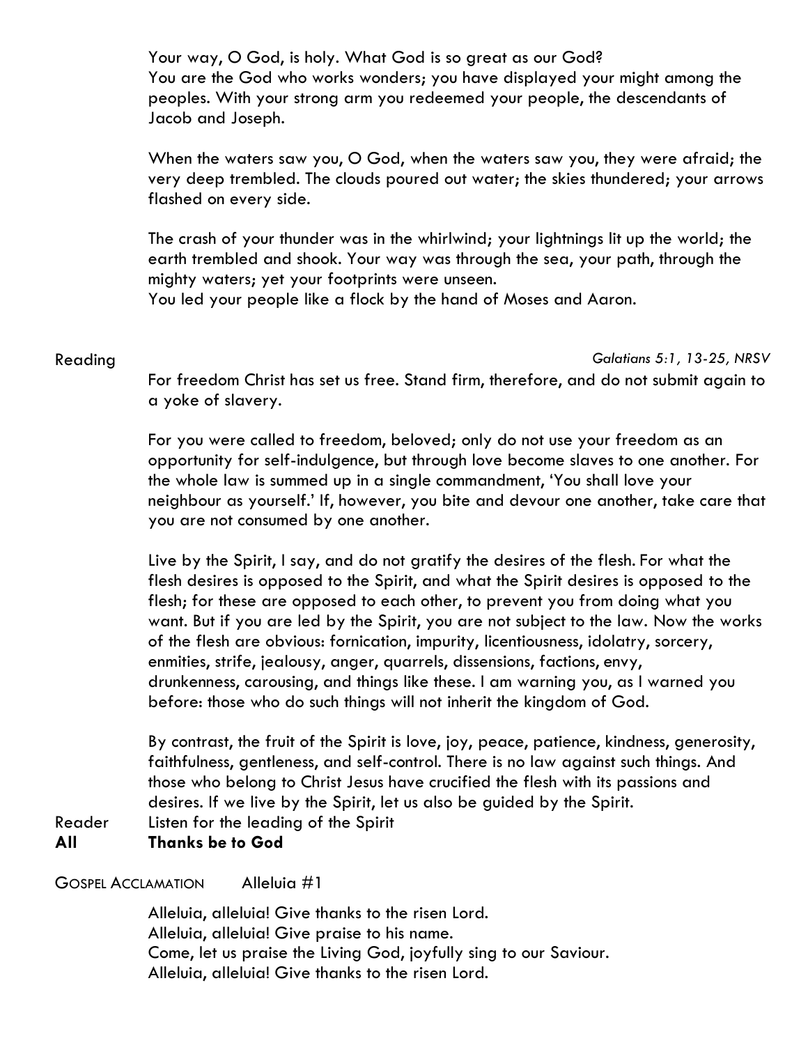Your way, O God, is holy. What God is so great as our God?
You are the God who works wonders; you have displayed your might among the peoples. With your strong arm you redeemed your people, the descendants of Jacob and Joseph.

When the waters saw you, O God, when the waters saw you, they were afraid; the very deep trembled. The clouds poured out water; the skies thundered; your arrows flashed on every side.

The crash of your thunder was in the whirlwind; your lightnings lit up the world; the earth trembled and shook. Your way was through the sea, your path, through the mighty waters; yet your footprints were unseen.
You led your people like a flock by the hand of Moses and Aaron.

Reading *Galatians 5:1, 13-25, NRSV*

For freedom Christ has set us free. Stand firm, therefore, and do not submit again to a yoke of slavery.

For you were called to freedom, beloved; only do not use your freedom as an opportunity for self-indulgence, but through love become slaves to one another. For the whole law is summed up in a single commandment, 'You shall love your neighbour as yourself.' If, however, you bite and devour one another, take care that you are not consumed by one another.

Live by the Spirit, I say, and do not gratify the desires of the flesh. For what the flesh desires is opposed to the Spirit, and what the Spirit desires is opposed to the flesh; for these are opposed to each other, to prevent you from doing what you want. But if you are led by the Spirit, you are not subject to the law. Now the works of the flesh are obvious: fornication, impurity, licentiousness, idolatry, sorcery, enmities, strife, jealousy, anger, quarrels, dissensions, factions, envy, drunkenness, carousing, and things like these. I am warning you, as I warned you before: those who do such things will not inherit the kingdom of God.

By contrast, the fruit of the Spirit is love, joy, peace, patience, kindness, generosity, faithfulness, gentleness, and self-control. There is no law against such things. And those who belong to Christ Jesus have crucified the flesh with its passions and desires. If we live by the Spirit, let us also be guided by the Spirit.

Reader Listen for the leading of the Spirit
**All Thanks be to God**

GOSPEL ACCLAMATION Alleluia #1

Alleluia, alleluia! Give thanks to the risen Lord.
Alleluia, alleluia! Give praise to his name.
Come, let us praise the Living God, joyfully sing to our Saviour.
Alleluia, alleluia! Give thanks to the risen Lord.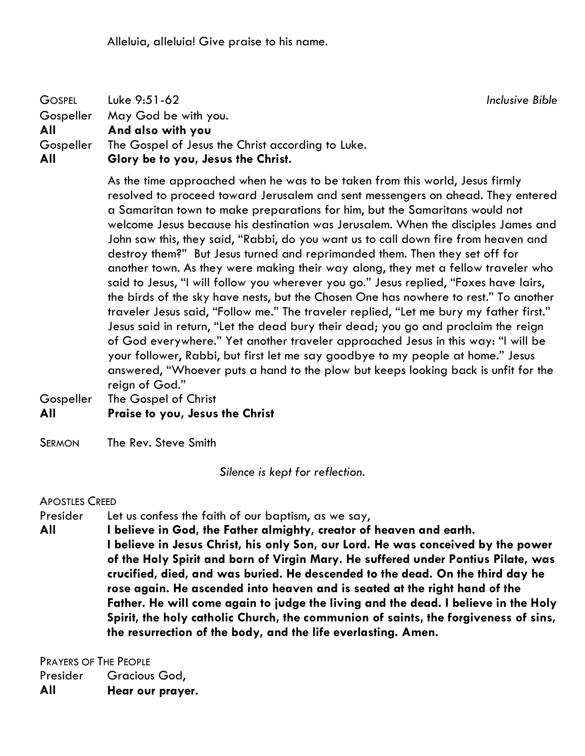Alleluia, alleluia! Give praise to his name.

GOSPEL Luke 9:51-62 *Inclusive Bible*

Gospeller May God be with you.

**All And also with you**

Gospeller The Gospel of Jesus the Christ according to Luke.

**All Glory be to you, Jesus the Christ.**

As the time approached when he was to be taken from this world, Jesus firmly resolved to proceed toward Jerusalem and sent messengers on ahead. They entered a Samaritan town to make preparations for him, but the Samaritans would not welcome Jesus because his destination was Jerusalem. When the disciples James and John saw this, they said, "Rabbi, do you want us to call down fire from heaven and destroy them?" But Jesus turned and reprimanded them. Then they set off for another town. As they were making their way along, they met a fellow traveler who said to Jesus, "I will follow you wherever you go." Jesus replied, "Foxes have lairs, the birds of the sky have nests, but the Chosen One has nowhere to rest." To another traveler Jesus said, "Follow me." The traveler replied, "Let me bury my father first." Jesus said in return, "Let the dead bury their dead; you go and proclaim the reign of God everywhere." Yet another traveler approached Jesus in this way: "I will be your follower, Rabbi, but first let me say goodbye to my people at home." Jesus answered, "Whoever puts a hand to the plow but keeps looking back is unfit for the reign of God."

Gospeller The Gospel of Christ

**All Praise to you, Jesus the Christ**

SERMON The Rev. Steve Smith

*Silence is kept for reflection.*

APOSTLES CREED

Presider Let us confess the faith of our baptism, as we say,

**All I believe in God, the Father almighty, creator of heaven and earth. I believe in Jesus Christ, his only Son, our Lord. He was conceived by the power of the Holy Spirit and born of Virgin Mary. He suffered under Pontius Pilate, was crucified, died, and was buried. He descended to the dead. On the third day he rose again. He ascended into heaven and is seated at the right hand of the Father. He will come again to judge the living and the dead. I believe in the Holy Spirit, the holy catholic Church, the communion of saints, the forgiveness of sins, the resurrection of the body, and the life everlasting. Amen.**

PRAYERS OF THE PEOPLE

Presider Gracious God,

**All Hear our prayer.**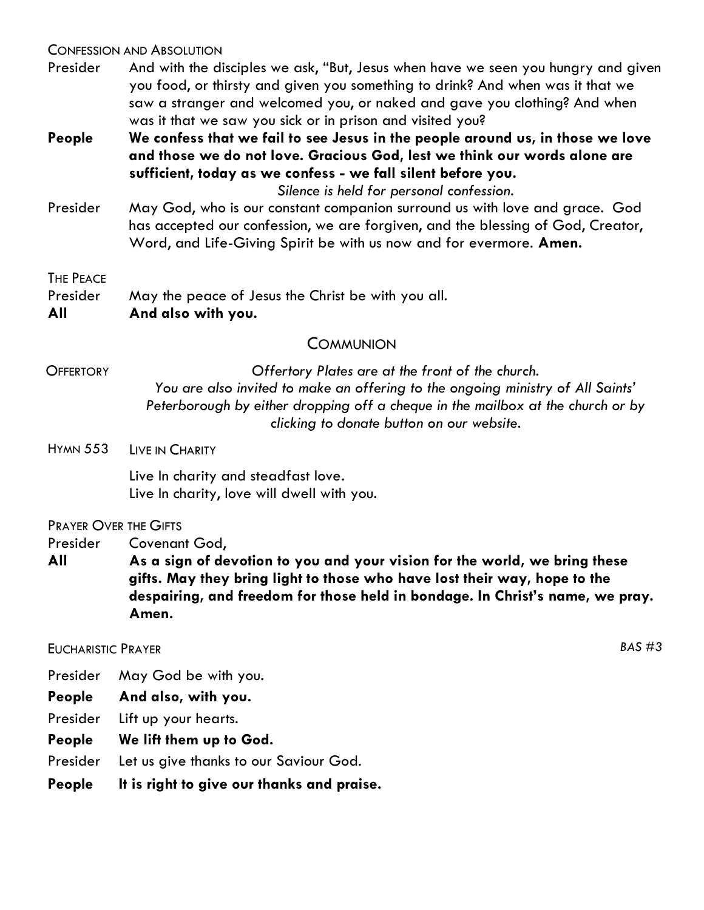CONFESSION AND ABSOLUTION

Presider And with the disciples we ask, "But, Jesus when have we seen you hungry and given you food, or thirsty and given you something to drink? And when was it that we saw a stranger and welcomed you, or naked and gave you clothing? And when was it that we saw you sick or in prison and visited you?

**People We confess that we fail to see Jesus in the people around us, in those we love and those we do not love. Gracious God, lest we think our words alone are sufficient, today as we confess - we fall silent before you.**

*Silence is held for personal confession.*

Presider May God, who is our constant companion surround us with love and grace. God has accepted our confession, we are forgiven, and the blessing of God, Creator, Word, and Life-Giving Spirit be with us now and for evermore. **Amen.**

THE PEACE

Presider May the peace of Jesus the Christ be with you all.

**All And also with you.**

## COMMUNION

OFFERTORY *Offertory Plates are at the front of the church. You are also invited to make an offering to the ongoing ministry of All Saints' Peterborough by either dropping off a cheque in the mailbox at the church or by clicking to donate button on our website.*

HYMN 553 LIVE IN CHARITY

Live In charity and steadfast love.
Live In charity, love will dwell with you.

PRAYER OVER THE GIFTS

Presider Covenant God,

**All As a sign of devotion to you and your vision for the world, we bring these gifts. May they bring light to those who have lost their way, hope to the despairing, and freedom for those held in bondage. In Christ's name, we pray. Amen.**

EUCHARISTIC PRAYER *BAS #3*

Presider May God be with you.

**People And also, with you.**

Presider Lift up your hearts.

**People We lift them up to God.**

Presider Let us give thanks to our Saviour God.

**People It is right to give our thanks and praise.**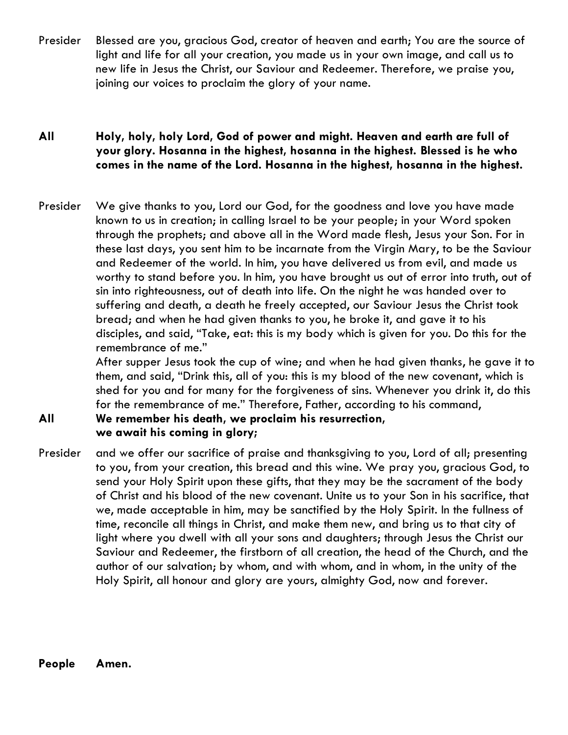Presider Blessed are you, gracious God, creator of heaven and earth; You are the source of light and life for all your creation, you made us in your own image, and call us to new life in Jesus the Christ, our Saviour and Redeemer. Therefore, we praise you, joining our voices to proclaim the glory of your name.

**All Holy, holy, holy Lord, God of power and might. Heaven and earth are full of your glory. Hosanna in the highest, hosanna in the highest. Blessed is he who comes in the name of the Lord. Hosanna in the highest, hosanna in the highest.**

Presider We give thanks to you, Lord our God, for the goodness and love you have made known to us in creation; in calling Israel to be your people; in your Word spoken through the prophets; and above all in the Word made flesh, Jesus your Son. For in these last days, you sent him to be incarnate from the Virgin Mary, to be the Saviour and Redeemer of the world. In him, you have delivered us from evil, and made us worthy to stand before you. In him, you have brought us out of error into truth, out of sin into righteousness, out of death into life. On the night he was handed over to suffering and death, a death he freely accepted, our Saviour Jesus the Christ took bread; and when he had given thanks to you, he broke it, and gave it to his disciples, and said, "Take, eat: this is my body which is given for you. Do this for the remembrance of me."
After supper Jesus took the cup of wine; and when he had given thanks, he gave it to them, and said, "Drink this, all of you: this is my blood of the new covenant, which is shed for you and for many for the forgiveness of sins. Whenever you drink it, do this for the remembrance of me." Therefore, Father, according to his command,

**All We remember his death, we proclaim his resurrection,
we await his coming in glory;**

Presider and we offer our sacrifice of praise and thanksgiving to you, Lord of all; presenting to you, from your creation, this bread and this wine. We pray you, gracious God, to send your Holy Spirit upon these gifts, that they may be the sacrament of the body of Christ and his blood of the new covenant. Unite us to your Son in his sacrifice, that we, made acceptable in him, may be sanctified by the Holy Spirit. In the fullness of time, reconcile all things in Christ, and make them new, and bring us to that city of light where you dwell with all your sons and daughters; through Jesus the Christ our Saviour and Redeemer, the firstborn of all creation, the head of the Church, and the author of our salvation; by whom, and with whom, and in whom, in the unity of the Holy Spirit, all honour and glory are yours, almighty God, now and forever.

**People Amen.**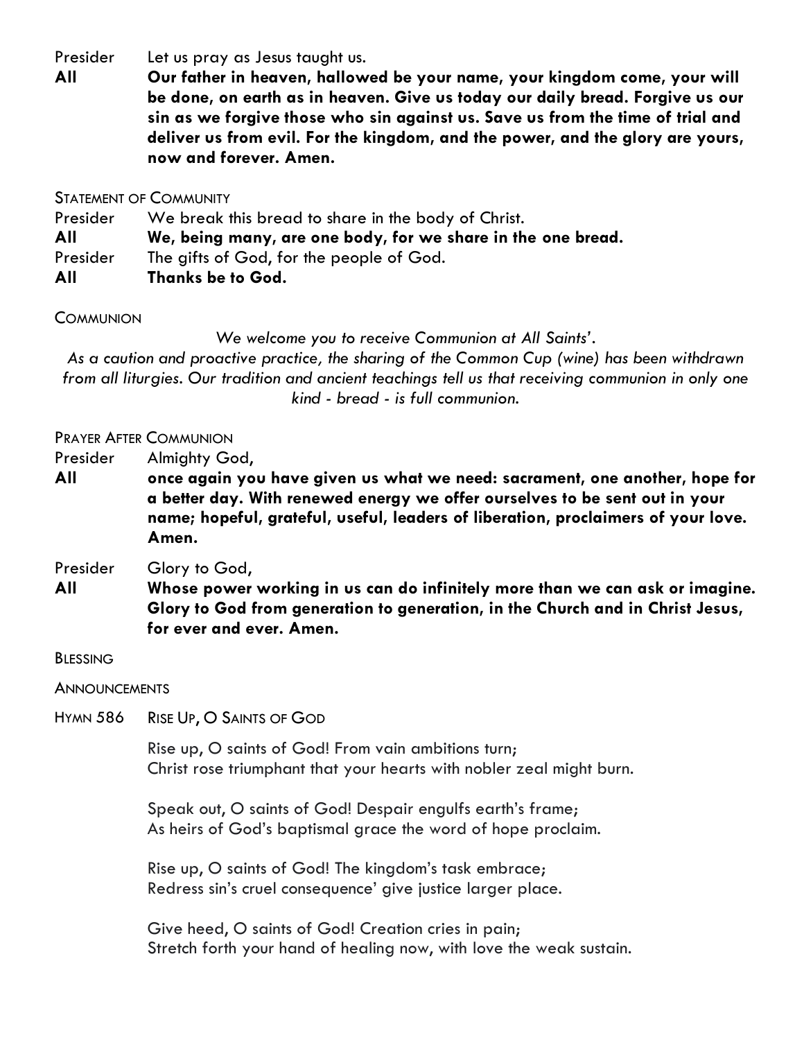Presider Let us pray as Jesus taught us.

**All Our father in heaven, hallowed be your name, your kingdom come, your will be done, on earth as in heaven. Give us today our daily bread. Forgive us our sin as we forgive those who sin against us. Save us from the time of trial and deliver us from evil. For the kingdom, and the power, and the glory are yours, now and forever. Amen.**

STATEMENT OF COMMUNITY

Presider We break this bread to share in the body of Christ.

**All We, being many, are one body, for we share in the one bread.**

Presider The gifts of God, for the people of God.

**All Thanks be to God.**

COMMUNION

*We welcome you to receive Communion at All Saints'.*

*As a caution and proactive practice, the sharing of the Common Cup (wine) has been withdrawn from all liturgies. Our tradition and ancient teachings tell us that receiving communion in only one kind - bread - is full communion.*

PRAYER AFTER COMMUNION

Presider Almighty God,

**All once again you have given us what we need: sacrament, one another, hope for a better day. With renewed energy we offer ourselves to be sent out in your name; hopeful, grateful, useful, leaders of liberation, proclaimers of your love. Amen.**

Presider Glory to God,

**All Whose power working in us can do infinitely more than we can ask or imagine. Glory to God from generation to generation, in the Church and in Christ Jesus, for ever and ever. Amen.**

BLESSING

ANNOUNCEMENTS

HYMN 586 RISE UP, O SAINTS OF GOD

Rise up, O saints of God! From vain ambitions turn;
Christ rose triumphant that your hearts with nobler zeal might burn.

Speak out, O saints of God! Despair engulfs earth's frame;
As heirs of God's baptismal grace the word of hope proclaim.

Rise up, O saints of God! The kingdom's task embrace;
Redress sin's cruel consequence' give justice larger place.

Give heed, O saints of God! Creation cries in pain;
Stretch forth your hand of healing now, with love the weak sustain.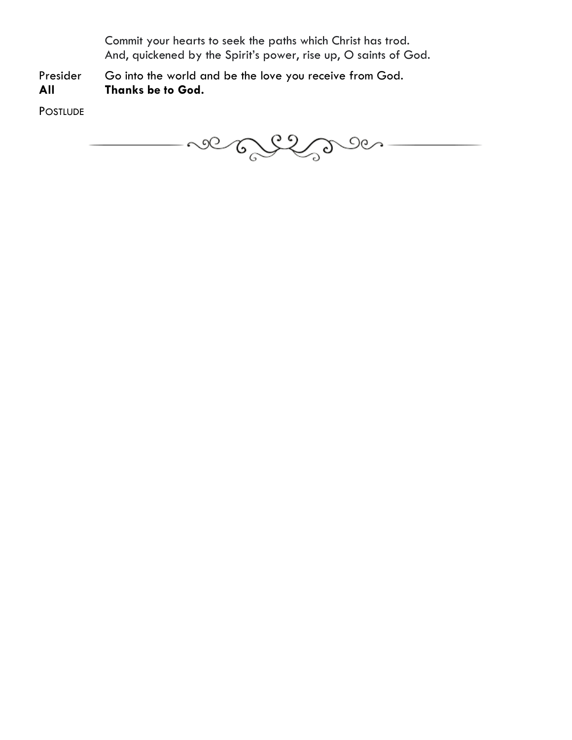Commit your hearts to seek the paths which Christ has trod.
And, quickened by the Spirit's power, rise up, O saints of God.

Presider Go into the world and be the love you receive from God.
**All** **Thanks be to God.**

POSTLUDE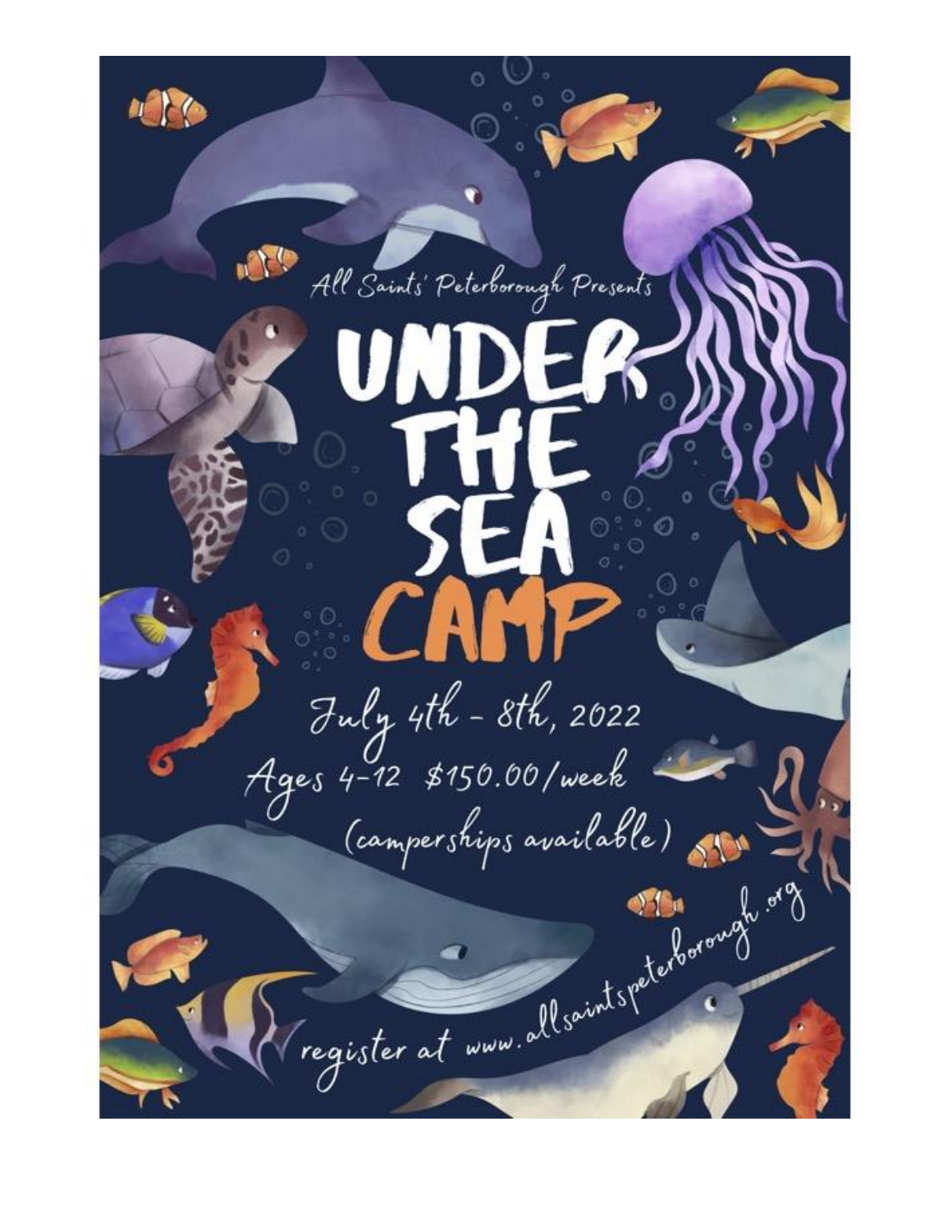All Saints' Peterborough Presents

# UNDER THE SEA CAMP

July 4th – 8th, 2022

Ages 4–12 $150.00/week

(camperships available)

register at www.allsaintspeterborough.org